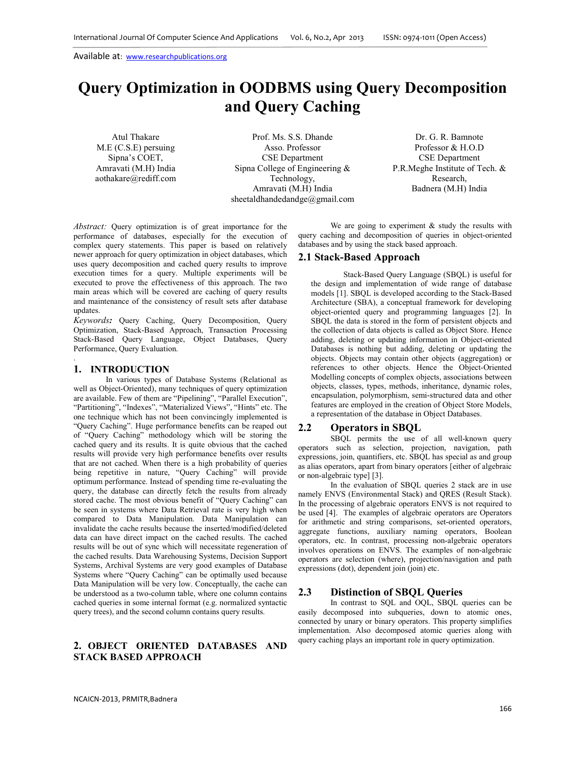# Query Optimization in OODBMS using Query Decomposition and Query Caching

Atul Thakare
M.E (C.S.E) persuing
Sipna's COET,
Amravati (M.H) India
aothakare@rediff.com

Prof. Ms. S.S. Dhande
Asso. Professor
CSE Department
Sipna College of Engineering & Technology,
Amravati (M.H) India
sheetaldhandedandge@gmail.com

Dr. G. R. Bamnote
Professor & H.O.D
CSE Department
P.R.Meghe Institute of Tech. & Research,
Badnera (M.H) India

*Abstract:* Query optimization is of great importance for the performance of databases, especially for the execution of complex query statements. This paper is based on relatively newer approach for query optimization in object databases, which uses query decomposition and cached query results to improve execution times for a query. Multiple experiments will be executed to prove the effectiveness of this approach. The two main areas which will be covered are caching of query results and maintenance of the consistency of result sets after database updates.

***Keywords:*** Query Caching, Query Decomposition, Query Optimization, Stack-Based Approach, Transaction Processing Stack-Based Query Language, Object Databases, Query Performance, Query Evaluation.

## 1. INTRODUCTION

In various types of Database Systems (Relational as well as Object-Oriented), many techniques of query optimization are available. Few of them are "Pipelining", "Parallel Execution", "Partitioning", "Indexes", "Materialized Views", "Hints" etc. The one technique which has not been convincingly implemented is "Query Caching". Huge performance benefits can be reaped out of "Query Caching" methodology which will be storing the cached query and its results. It is quite obvious that the cached results will provide very high performance benefits over results that are not cached. When there is a high probability of queries being repetitive in nature, "Query Caching" will provide optimum performance. Instead of spending time re-evaluating the query, the database can directly fetch the results from already stored cache. The most obvious benefit of "Query Caching" can be seen in systems where Data Retrieval rate is very high when compared to Data Manipulation. Data Manipulation can invalidate the cache results because the inserted/modified/deleted data can have direct impact on the cached results. The cached results will be out of sync which will necessitate regeneration of the cached results. Data Warehousing Systems, Decision Support Systems, Archival Systems are very good examples of Database Systems where "Query Caching" can be optimally used because Data Manipulation will be very low. Conceptually, the cache can be understood as a two-column table, where one column contains cached queries in some internal format (e.g. normalized syntactic query trees), and the second column contains query results.

## 2. OBJECT ORIENTED DATABASES AND STACK BASED APPROACH

We are going to experiment & study the results with query caching and decomposition of queries in object-oriented databases and by using the stack based approach.

### 2.1 Stack-Based Approach

Stack-Based Query Language (SBQL) is useful for the design and implementation of wide range of database models [1]. SBQL is developed according to the Stack-Based Architecture (SBA), a conceptual framework for developing object-oriented query and programming languages [2]. In SBQL the data is stored in the form of persistent objects and the collection of data objects is called as Object Store. Hence adding, deleting or updating information in Object-oriented Databases is nothing but adding, deleting or updating the objects. Objects may contain other objects (aggregation) or references to other objects. Hence the Object-Oriented Modelling concepts of complex objects, associations between objects, classes, types, methods, inheritance, dynamic roles, encapsulation, polymorphism, semi-structured data and other features are employed in the creation of Object Store Models, a representation of the database in Object Databases.

### 2.2 Operators in SBQL

SBQL permits the use of all well-known query operators such as selection, projection, navigation, path expressions, join, quantifiers, etc. SBQL has special as and group as alias operators, apart from binary operators [either of algebraic or non-algebraic type] [3].

In the evaluation of SBQL queries 2 stack are in use namely ENVS (Environmental Stack) and QRES (Result Stack). In the processing of algebraic operators ENVS is not required to be used [4]. The examples of algebraic operators are Operators for arithmetic and string comparisons, set-oriented operators, aggregate functions, auxiliary naming operators, Boolean operators, etc. In contrast, processing non-algebraic operators involves operations on ENVS. The examples of non-algebraic operators are selection (where), projection/navigation and path expressions (dot), dependent join (join) etc.

### 2.3 Distinction of SBQL Queries

In contrast to SQL and OQL, SBQL queries can be easily decomposed into subqueries, down to atomic ones, connected by unary or binary operators. This property simplifies implementation. Also decomposed atomic queries along with query caching plays an important role in query optimization.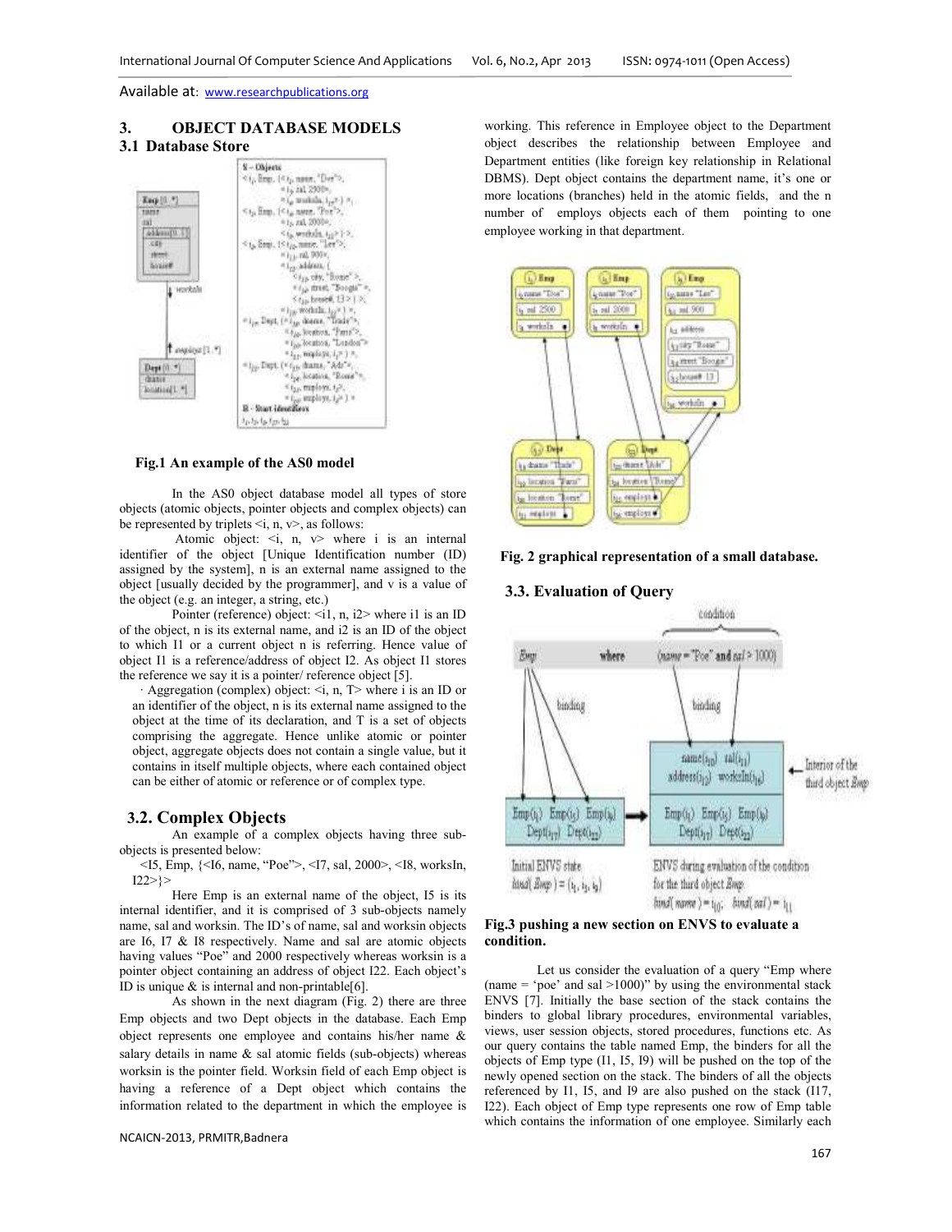## 3. OBJECT DATABASE MODELS

### 3.1 Database Store

Fig.1 An example of the AS0 model

In the AS0 object database model all types of store objects (atomic objects, pointer objects and complex objects) can be represented by triplets <i, n, v>, as follows:

Atomic object: <i, n, v> where i is an internal identifier of the object [Unique Identification number (ID) assigned by the system], n is an external name assigned to the object [usually decided by the programmer], and v is a value of the object (e.g. an integer, a string, etc.)

Pointer (reference) object: <i1, n, i2> where i1 is an ID of the object, n is its external name, and i2 is an ID of the object to which I1 or a current object n is referring. Hence value of object I1 is a reference/address of object I2. As object I1 stores the reference we say it is a pointer/ reference object [5].

· Aggregation (complex) object: <i, n, T> where i is an ID or an identifier of the object, n is its external name assigned to the object at the time of its declaration, and T is a set of objects comprising the aggregate. Hence unlike atomic or pointer object, aggregate objects does not contain a single value, but it contains in itself multiple objects, where each contained object can be either of atomic or reference or of complex type.

### 3.2. Complex Objects

An example of a complex objects having three sub-objects is presented below:

<I5, Emp, {<I6, name, "Poe">, <I7, sal, 2000>, <I8, worksIn, I22>}>

Here Emp is an external name of the object, I5 is its internal identifier, and it is comprised of 3 sub-objects namely name, sal and worksin. The ID's of name, sal and worksin objects are I6, I7 & I8 respectively. Name and sal are atomic objects having values "Poe" and 2000 respectively whereas worksin is a pointer object containing an address of object I22. Each object's ID is unique & is internal and non-printable[6].

As shown in the next diagram (Fig. 2) there are three Emp objects and two Dept objects in the database. Each Emp object represents one employee and contains his/her name & salary details in name & sal atomic fields (sub-objects) whereas worksin is the pointer field. Worksin field of each Emp object is having a reference of a Dept object which contains the information related to the department in which the employee is working. This reference in Employee object to the Department object describes the relationship between Employee and Department entities (like foreign key relationship in Relational DBMS). Dept object contains the department name, it's one or more locations (branches) held in the atomic fields, and the n number of employs objects each of them pointing to one employee working in that department.

Fig. 2 graphical representation of a small database.

### 3.3. Evaluation of Query

Fig.3 pushing a new section on ENVS to evaluate a condition.

Let us consider the evaluation of a query "Emp where (name = 'poe' and sal >1000)" by using the environmental stack ENVS [7]. Initially the base section of the stack contains the binders to global library procedures, environmental variables, views, user session objects, stored procedures, functions etc. As our query contains the table named Emp, the binders for all the objects of Emp type (I1, I5, I9) will be pushed on the top of the newly opened section on the stack. The binders of all the objects referenced by I1, I5, and I9 are also pushed on the stack (I17, I22). Each object of Emp type represents one row of Emp table which contains the information of one employee. Similarly each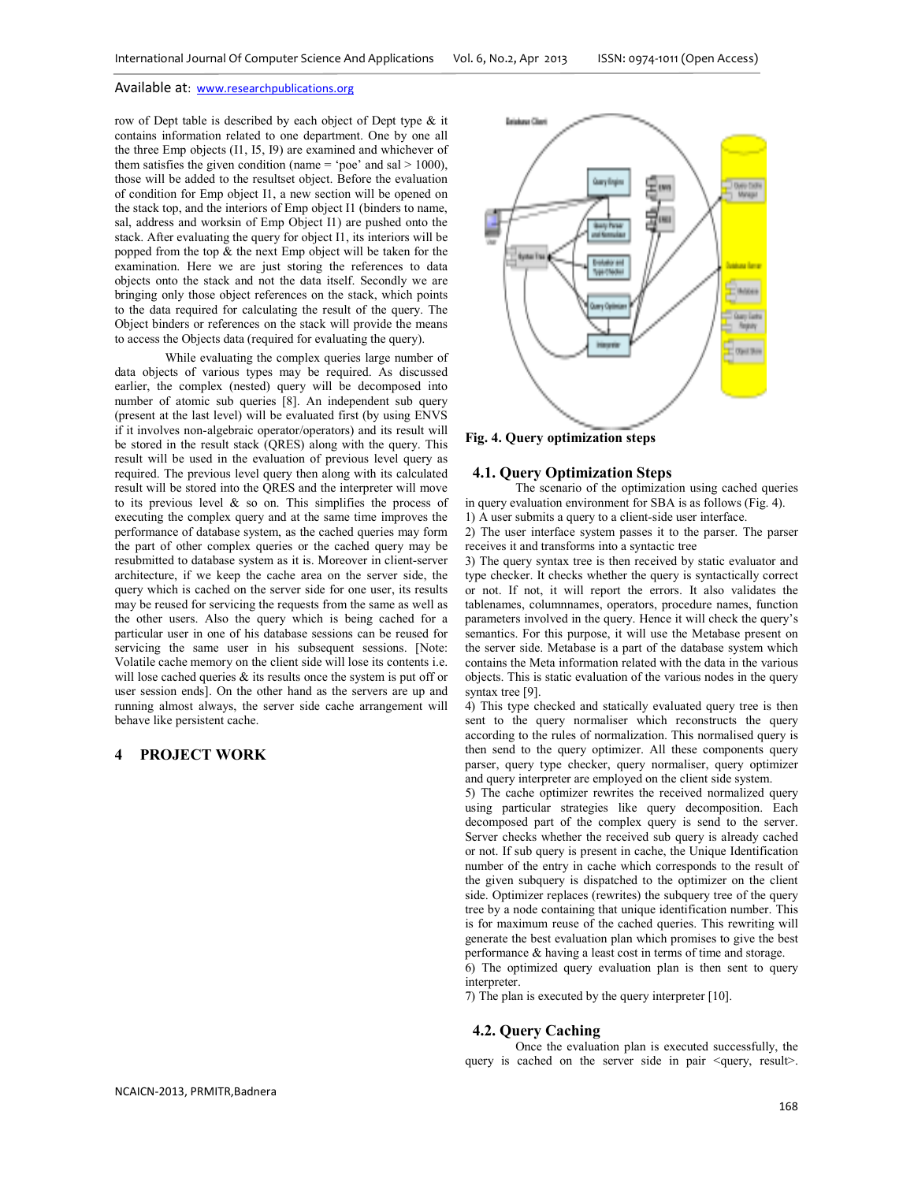row of Dept table is described by each object of Dept type & it contains information related to one department. One by one all the three Emp objects (I1, I5, I9) are examined and whichever of them satisfies the given condition (name = 'poe' and sal > 1000), those will be added to the resultset object. Before the evaluation of condition for Emp object I1, a new section will be opened on the stack top, and the interiors of Emp object I1 (binders to name, sal, address and worksin of Emp Object I1) are pushed onto the stack. After evaluating the query for object I1, its interiors will be popped from the top & the next Emp object will be taken for the examination. Here we are just storing the references to data objects onto the stack and not the data itself. Secondly we are bringing only those object references on the stack, which points to the data required for calculating the result of the query. The Object binders or references on the stack will provide the means to access the Objects data (required for evaluating the query).

While evaluating the complex queries large number of data objects of various types may be required. As discussed earlier, the complex (nested) query will be decomposed into number of atomic sub queries [8]. An independent sub query (present at the last level) will be evaluated first (by using ENVS if it involves non-algebraic operator/operators) and its result will be stored in the result stack (QRES) along with the query. This result will be used in the evaluation of previous level query as required. The previous level query then along with its calculated result will be stored into the QRES and the interpreter will move to its previous level & so on. This simplifies the process of executing the complex query and at the same time improves the performance of database system, as the cached queries may form the part of other complex queries or the cached query may be resubmitted to database system as it is. Moreover in client-server architecture, if we keep the cache area on the server side, the query which is cached on the server side for one user, its results may be reused for servicing the requests from the same as well as the other users. Also the query which is being cached for a particular user in one of his database sessions can be reused for servicing the same user in his subsequent sessions. [Note: Volatile cache memory on the client side will lose its contents i.e. will lose cached queries & its results once the system is put off or user session ends]. On the other hand as the servers are up and running almost always, the server side cache arrangement will behave like persistent cache.

# 4 PROJECT WORK

**Fig. 4. Query optimization steps**

## 4.1. Query Optimization Steps

The scenario of the optimization using cached queries in query evaluation environment for SBA is as follows (Fig. 4).

1) A user submits a query to a client-side user interface.

2) The user interface system passes it to the parser. The parser receives it and transforms into a syntactic tree

3) The query syntax tree is then received by static evaluator and type checker. It checks whether the query is syntactically correct or not. If not, it will report the errors. It also validates the tablenames, columnnames, operators, procedure names, function parameters involved in the query. Hence it will check the query's semantics. For this purpose, it will use the Metabase present on the server side. Metabase is a part of the database system which contains the Meta information related with the data in the various objects. This is static evaluation of the various nodes in the query syntax tree [9].

4) This type checked and statically evaluated query tree is then sent to the query normaliser which reconstructs the query according to the rules of normalization. This normalised query is then send to the query optimizer. All these components query parser, query type checker, query normaliser, query optimizer and query interpreter are employed on the client side system.

5) The cache optimizer rewrites the received normalized query using particular strategies like query decomposition. Each decomposed part of the complex query is send to the server. Server checks whether the received sub query is already cached or not. If sub query is present in cache, the Unique Identification number of the entry in cache which corresponds to the result of the given subquery is dispatched to the optimizer on the client side. Optimizer replaces (rewrites) the subquery tree of the query tree by a node containing that unique identification number. This is for maximum reuse of the cached queries. This rewriting will generate the best evaluation plan which promises to give the best performance & having a least cost in terms of time and storage.

6) The optimized query evaluation plan is then sent to query interpreter.

7) The plan is executed by the query interpreter [10].

## 4.2. Query Caching

Once the evaluation plan is executed successfully, the query is cached on the server side in pair <query, result>.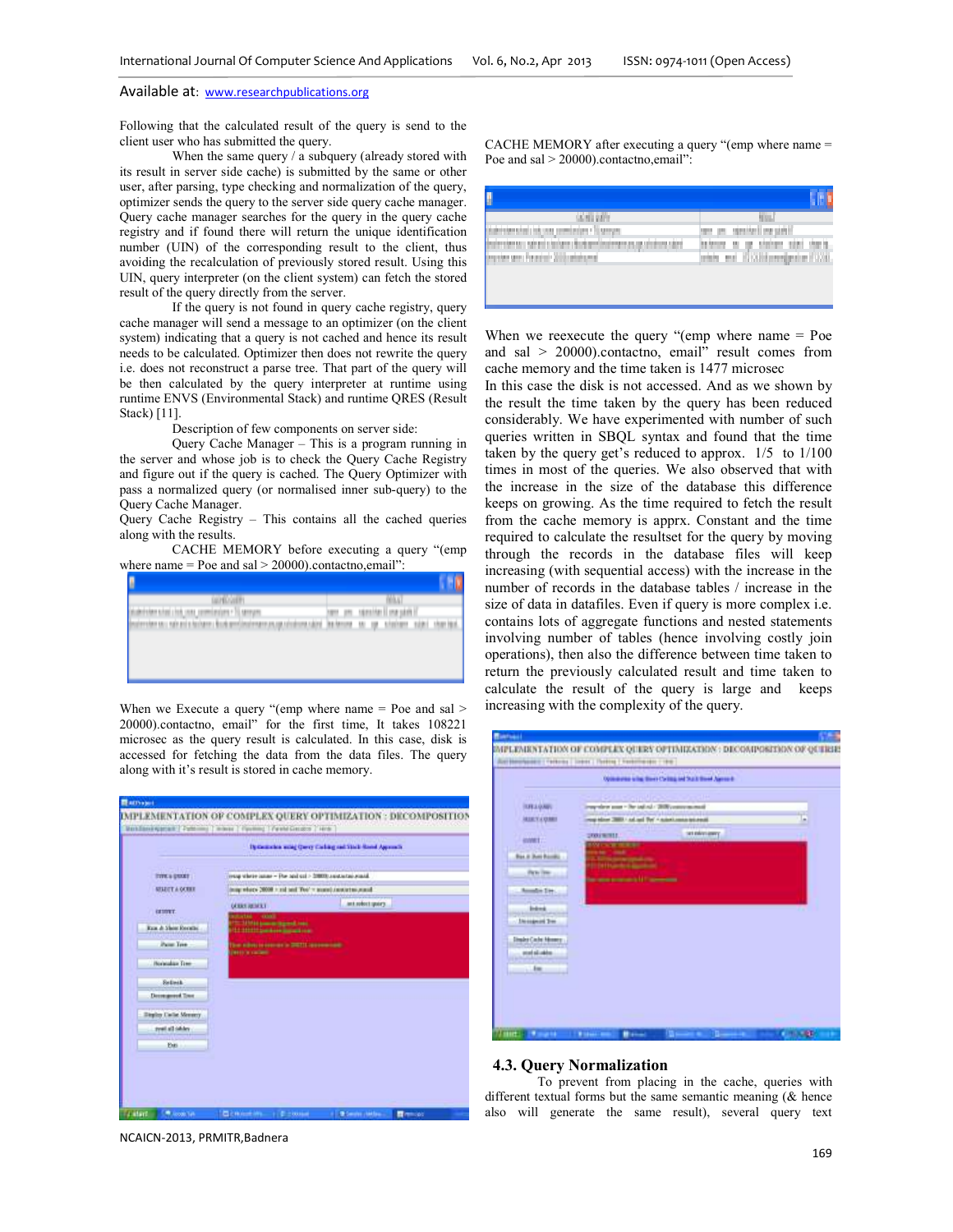Following that the calculated result of the query is send to the client user who has submitted the query.

When the same query / a subquery (already stored with its result in server side cache) is submitted by the same or other user, after parsing, type checking and normalization of the query, optimizer sends the query to the server side query cache manager. Query cache manager searches for the query in the query cache registry and if found there will return the unique identification number (UIN) of the corresponding result to the client, thus avoiding the recalculation of previously stored result. Using this UIN, query interpreter (on the client system) can fetch the stored result of the query directly from the server.

If the query is not found in query cache registry, query cache manager will send a message to an optimizer (on the client system) indicating that a query is not cached and hence its result needs to be calculated. Optimizer then does not rewrite the query i.e. does not reconstruct a parse tree. That part of the query will be then calculated by the query interpreter at runtime using runtime ENVS (Environmental Stack) and runtime QRES (Result Stack) [11].

Description of few components on server side:

Query Cache Manager – This is a program running in the server and whose job is to check the Query Cache Registry and figure out if the query is cached. The Query Optimizer with pass a normalized query (or normalised inner sub-query) to the Query Cache Manager.

Query Cache Registry – This contains all the cached queries along with the results.

CACHE MEMORY before executing a query "(emp where name = Poe and sal > 20000).contactno,email":

When we Execute a query "(emp where name = Poe and sal > 20000).contactno, email" for the first time, It takes 108221 microsec as the query result is calculated. In this case, disk is accessed for fetching the data from the data files. The query along with it's result is stored in cache memory.

CACHE MEMORY after executing a query "(emp where name = Poe and sal > 20000).contactno,email":

When we reexecute the query "(emp where name = Poe and sal > 20000).contactno, email" result comes from cache memory and the time taken is 1477 microsec

In this case the disk is not accessed. And as we shown by the result the time taken by the query has been reduced considerably. We have experimented with number of such queries written in SBQL syntax and found that the time taken by the query get's reduced to approx. 1/5 to 1/100 times in most of the queries. We also observed that with the increase in the size of the database this difference keeps on growing. As the time required to fetch the result from the cache memory is apprx. Constant and the time required to calculate the resultset for the query by moving through the records in the database files will keep increasing (with sequential access) with the increase in the number of records in the database tables / increase in the size of data in datafiles. Even if query is more complex i.e. contains lots of aggregate functions and nested statements involving number of tables (hence involving costly join operations), then also the difference between time taken to return the previously calculated result and time taken to calculate the result of the query is large and keeps increasing with the complexity of the query.

### 4.3. Query Normalization

To prevent from placing in the cache, queries with different textual forms but the same semantic meaning (& hence also will generate the same result), several query text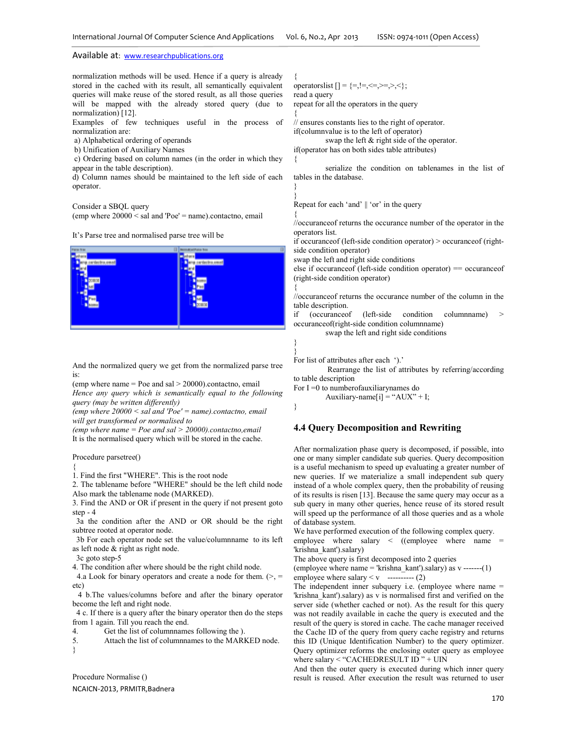normalization methods will be used. Hence if a query is already stored in the cached with its result, all semantically equivalent queries will make reuse of the stored result, as all those queries will be mapped with the already stored query (due to normalization) [12].

Examples of few techniques useful in the process of normalization are:

a) Alphabetical ordering of operands
b) Unification of Auxiliary Names
c) Ordering based on column names (in the order in which they appear in the table description).
d) Column names should be maintained to the left side of each operator.

Consider a SBQL query
(emp where 20000 < sal and 'Poe' = name).contactno, email

It's Parse tree and normalised parse tree will be

And the normalized query we get from the normalized parse tree is:
(emp where name = Poe and sal > 20000).contactno, email
*Hence any query which is semantically equal to the following query (may be written differently)*
*(emp where 20000 < sal and 'Poe' = name).contactno, email*
*will get transformed or normalised to*
*(emp where name = Poe and sal > 20000).contactno,email*
It is the normalised query which will be stored in the cache.

```
Procedure parsetree()
{
1. Find the first "WHERE". This is the root node
2. The tablename before "WHERE" should be the left child node
Also mark the tablename node (MARKED).
3. Find the AND or OR if present in the query if not present goto step - 4
 3a the condition after the AND or OR should be the right subtree rooted at operator node.
 3b For each operator node set the value/columnname to its left as left node & right as right node.
 3c goto step-5
4. The condition after where should be the right child node.
 4.a Look for binary operators and create a node for them. (>, = etc)
 4 b.The values/columns before and after the binary operator become the left and right node.
 4 c. If there is a query after the binary operator then do the steps from 1 again. Till you reach the end.
4.    Get the list of columnnames following the ).
5.    Attach the list of columnnames to the MARKED node.
}
```

```
Procedure Normalise ()
{
operatorslist [] = {=,!=,<=,>=,>,<};
read a query
repeat for all the operators in the query
{
// ensures constants lies to the right of operator.
if(columnvalue is to the left of operator)
        swap the left & right side of the operator.
if(operator has on both sides table attributes)
{
        serialize the condition on tablenames in the list of tables in the database.
}
}
Repeat for each 'and' || 'or' in the query
{
//occuranceof returns the occurance number of the operator in the operators list.
if occuranceof (left-side condition operator) > occuranceof (right-side condition operator)
swap the left and right side conditions
else if occuranceof (left-side condition operator) == occuranceof (right-side condition operator)
{
//occuranceof returns the occurance number of the column in the table description.
if (occuranceof (left-side condition columnname) > occuranceof(right-side condition columnname)
        swap the left and right side conditions
}
}
For list of attributes after each ').'
        Rearrange the list of attributes by referring/according to table description
For I =0 to numberofauxiliarynames do
        Auxiliary-name[i] = "AUX" + I;
}
```

## 4.4 Query Decomposition and Rewriting

After normalization phase query is decomposed, if possible, into one or many simpler candidate sub queries. Query decomposition is a useful mechanism to speed up evaluating a greater number of new queries. If we materialize a small independent sub query instead of a whole complex query, then the probability of reusing of its results is risen [13]. Because the same query may occur as a sub query in many other queries, hence reuse of its stored result will speed up the performance of all those queries and as a whole of database system.

We have performed execution of the following complex query.
employee where salary < ((employee where name = 'krishna_kant').salary)
The above query is first decomposed into 2 queries
(employee where name = 'krishna_kant').salary) as v -------(1)
employee where salary < v ---------- (2)
The independent inner subquery i.e. (employee where name = 'krishna_kant').salary) as v is normalised first and verified on the server side (whether cached or not). As the result for this query was not readily available in cache the query is executed and the result of the query is stored in cache. The cache manager received the Cache ID of the query from query cache registry and returns this ID (Unique Identification Number) to the query optimizer. Query optimizer reforms the enclosing outer query as employee where salary < "CACHEDRESULT ID " + UIN
And then the outer query is executed during which inner query result is reused. After execution the result was returned to user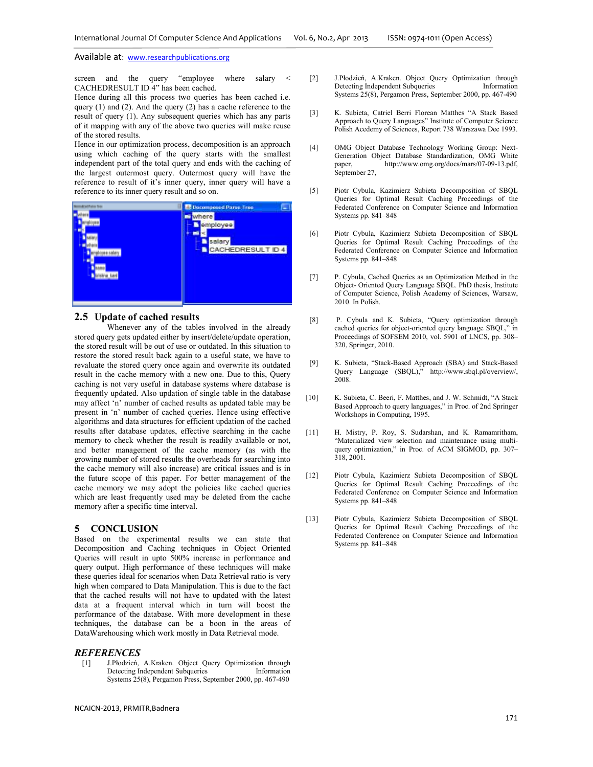screen and the query "employee where salary < CACHEDRESULT ID 4" has been cached.

Hence during all this process two queries has been cached i.e. query (1) and (2). And the query (2) has a cache reference to the result of query (1). Any subsequent queries which has any parts of it mapping with any of the above two queries will make reuse of the stored results.

Hence in our optimization process, decomposition is an approach using which caching of the query starts with the smallest independent part of the total query and ends with the caching of the largest outermost query. Outermost query will have the reference to result of it's inner query, inner query will have a reference to its inner query result and so on.

## 2.5 Update of cached results

Whenever any of the tables involved in the already stored query gets updated either by insert/delete/update operation, the stored result will be out of use or outdated. In this situation to restore the stored result back again to a useful state, we have to revaluate the stored query once again and overwrite its outdated result in the cache memory with a new one. Due to this, Query caching is not very useful in database systems where database is frequently updated. Also updation of single table in the database may affect 'n' number of cached results as updated table may be present in 'n' number of cached queries. Hence using effective algorithms and data structures for efficient updation of the cached results after database updates, effective searching in the cache memory to check whether the result is readily available or not, and better management of the cache memory (as with the growing number of stored results the overheads for searching into the cache memory will also increase) are critical issues and is in the future scope of this paper. For better management of the cache memory we may adopt the policies like cached queries which are least frequently used may be deleted from the cache memory after a specific time interval.

# 5 CONCLUSION

Based on the experimental results we can state that Decomposition and Caching techniques in Object Oriented Queries will result in upto 500% increase in performance and query output. High performance of these techniques will make these queries ideal for scenarios when Data Retrieval ratio is very high when compared to Data Manipulation. This is due to the fact that the cached results will not have to updated with the latest data at a frequent interval which in turn will boost the performance of the database. With more development in these techniques, the database can be a boon in the areas of DataWarehousing which work mostly in Data Retrieval mode.

## *REFERENCES*

[1] J.Płodzień, A.Kraken. Object Query Optimization through Detecting Independent Subqueries Information Systems 25(8), Pergamon Press, September 2000, pp. 467-490

[2] J.Płodzień, A.Kraken. Object Query Optimization through Detecting Independent Subqueries Information Systems 25(8), Pergamon Press, September 2000, pp. 467-490

[3] K. Subieta, Catriel Berri Florean Matthes "A Stack Based Approach to Query Languages" Institute of Computer Science Polish Acedemy of Sciences, Report 738 Warszawa Dec 1993.

[4] OMG Object Database Technology Working Group: Next-Generation Object Database Standardization, OMG White paper, http://www.omg.org/docs/mars/07-09-13.pdf, September 27,

[5] Piotr Cybula, Kazimierz Subieta Decomposition of SBQL Queries for Optimal Result Caching Proceedings of the Federated Conference on Computer Science and Information Systems pp. 841–848

[6] Piotr Cybula, Kazimierz Subieta Decomposition of SBQL Queries for Optimal Result Caching Proceedings of the Federated Conference on Computer Science and Information Systems pp. 841–848

[7] P. Cybula, Cached Queries as an Optimization Method in the Object- Oriented Query Language SBQL. PhD thesis, Institute of Computer Science, Polish Academy of Sciences, Warsaw, 2010. In Polish.

[8] P. Cybula and K. Subieta, "Query optimization through cached queries for object-oriented query language SBQL," in Proceedings of SOFSEM 2010, vol. 5901 of LNCS, pp. 308–320, Springer, 2010.

[9] K. Subieta, "Stack-Based Approach (SBA) and Stack-Based Query Language (SBQL)," http://www.sbql.pl/overview/, 2008.

[10] K. Subieta, C. Beeri, F. Matthes, and J. W. Schmidt, "A Stack Based Approach to query languages," in Proc. of 2nd Springer Workshops in Computing, 1995.

[11] H. Mistry, P. Roy, S. Sudarshan, and K. Ramamritham, "Materialized view selection and maintenance using multi-query optimization," in Proc. of ACM SIGMOD, pp. 307–318, 2001.

[12] Piotr Cybula, Kazimierz Subieta Decomposition of SBQL Queries for Optimal Result Caching Proceedings of the Federated Conference on Computer Science and Information Systems pp. 841–848

[13] Piotr Cybula, Kazimierz Subieta Decomposition of SBQL Queries for Optimal Result Caching Proceedings of the Federated Conference on Computer Science and Information Systems pp. 841–848